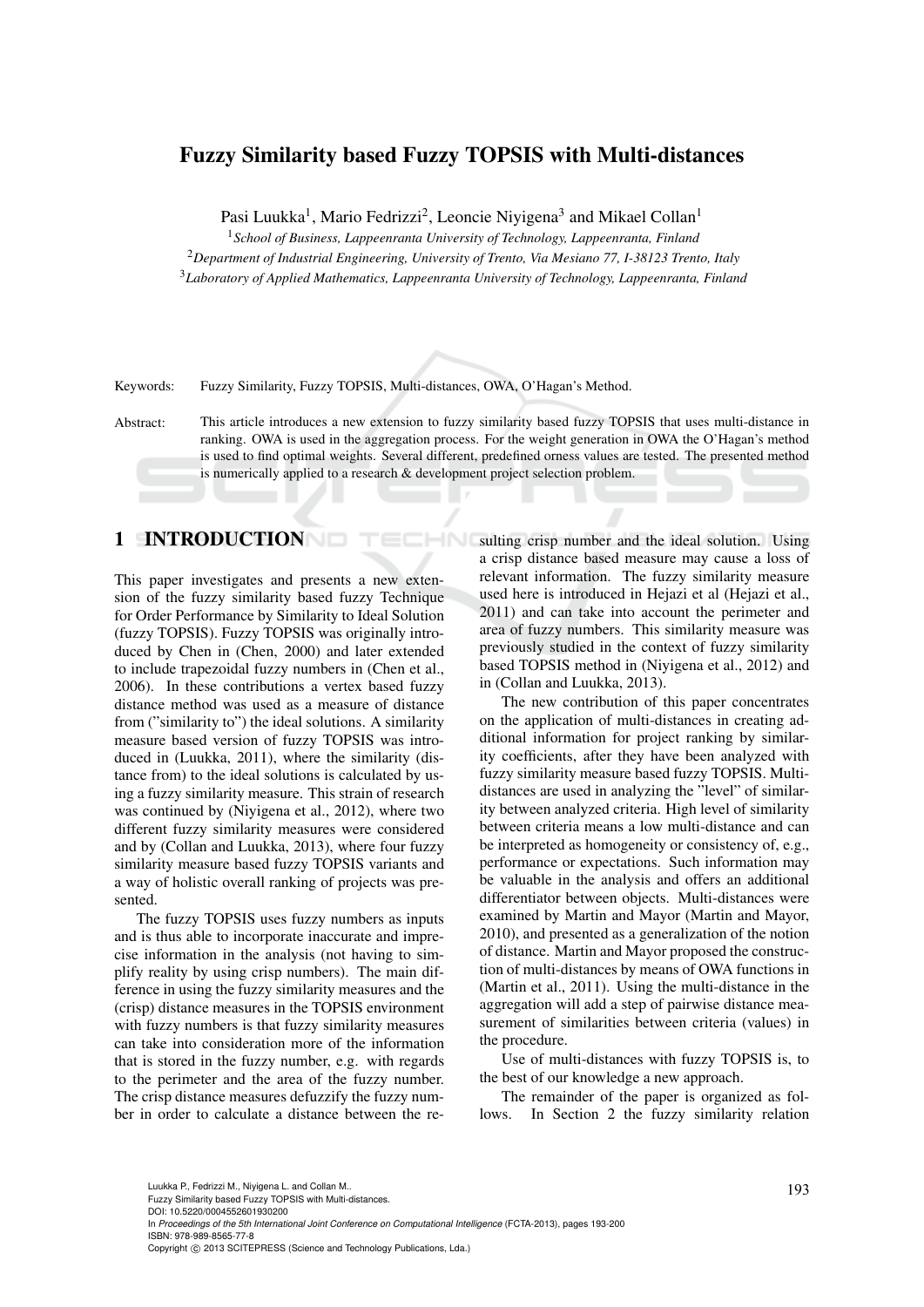# Fuzzy Similarity based Fuzzy TOPSIS with Multi-distances

Pasi Luukka[1], Mario Fedrizzi[2], Leoncie Niyigena[3] and Mikael Collan[1]

[1]*School of Business, Lappeenranta University of Technology, Lappeenranta, Finland*
[2]*Department of Industrial Engineering, University of Trento, Via Mesiano 77, I-38123 Trento, Italy*
[3]*Laboratory of Applied Mathematics, Lappeenranta University of Technology, Lappeenranta, Finland*

Keywords: Fuzzy Similarity, Fuzzy TOPSIS, Multi-distances, OWA, O'Hagan's Method.

Abstract: This article introduces a new extension to fuzzy similarity based fuzzy TOPSIS that uses multi-distance in ranking. OWA is used in the aggregation process. For the weight generation in OWA the O'Hagan's method is used to find optimal weights. Several different, predefined orness values are tested. The presented method is numerically applied to a research & development project selection problem.

## 1 INTRODUCTION

This paper investigates and presents a new extension of the fuzzy similarity based fuzzy Technique for Order Performance by Similarity to Ideal Solution (fuzzy TOPSIS). Fuzzy TOPSIS was originally introduced by Chen in (Chen, 2000) and later extended to include trapezoidal fuzzy numbers in (Chen et al., 2006). In these contributions a vertex based fuzzy distance method was used as a measure of distance from ("similarity to") the ideal solutions. A similarity measure based version of fuzzy TOPSIS was introduced in (Luukka, 2011), where the similarity (distance from) to the ideal solutions is calculated by using a fuzzy similarity measure. This strain of research was continued by (Niyigena et al., 2012), where two different fuzzy similarity measures were considered and by (Collan and Luukka, 2013), where four fuzzy similarity measure based fuzzy TOPSIS variants and a way of holistic overall ranking of projects was presented.

The fuzzy TOPSIS uses fuzzy numbers as inputs and is thus able to incorporate inaccurate and imprecise information in the analysis (not having to simplify reality by using crisp numbers). The main difference in using the fuzzy similarity measures and the (crisp) distance measures in the TOPSIS environment with fuzzy numbers is that fuzzy similarity measures can take into consideration more of the information that is stored in the fuzzy number, e.g. with regards to the perimeter and the area of the fuzzy number. The crisp distance measures defuzzify the fuzzy number in order to calculate a distance between the resulting crisp number and the ideal solution. Using a crisp distance based measure may cause a loss of relevant information. The fuzzy similarity measure used here is introduced in Hejazi et al (Hejazi et al., 2011) and can take into account the perimeter and area of fuzzy numbers. This similarity measure was previously studied in the context of fuzzy similarity based TOPSIS method in (Niyigena et al., 2012) and in (Collan and Luukka, 2013).

The new contribution of this paper concentrates on the application of multi-distances in creating additional information for project ranking by similarity coefficients, after they have been analyzed with fuzzy similarity measure based fuzzy TOPSIS. Multi-distances are used in analyzing the "level" of similarity between analyzed criteria. High level of similarity between criteria means a low multi-distance and can be interpreted as homogeneity or consistency of, e.g., performance or expectations. Such information may be valuable in the analysis and offers an additional differentiator between objects. Multi-distances were examined by Martin and Mayor (Martin and Mayor, 2010), and presented as a generalization of the notion of distance. Martin and Mayor proposed the construction of multi-distances by means of OWA functions in (Martin et al., 2011). Using the multi-distance in the aggregation will add a step of pairwise distance measurement of similarities between criteria (values) in the procedure.

Use of multi-distances with fuzzy TOPSIS is, to the best of our knowledge a new approach.

The remainder of the paper is organized as follows. In Section 2 the fuzzy similarity relation

Luukka P., Fedrizzi M., Niyigena L. and Collan M..
Fuzzy Similarity based Fuzzy TOPSIS with Multi-distances.
DOI: 10.5220/0004552601930200
In *Proceedings of the 5th International Joint Conference on Computational Intelligence* (FCTA-2013), pages 193-200
ISBN: 978-989-8565-77-8
Copyright © 2013 SCITEPRESS (Science and Technology Publications, Lda.)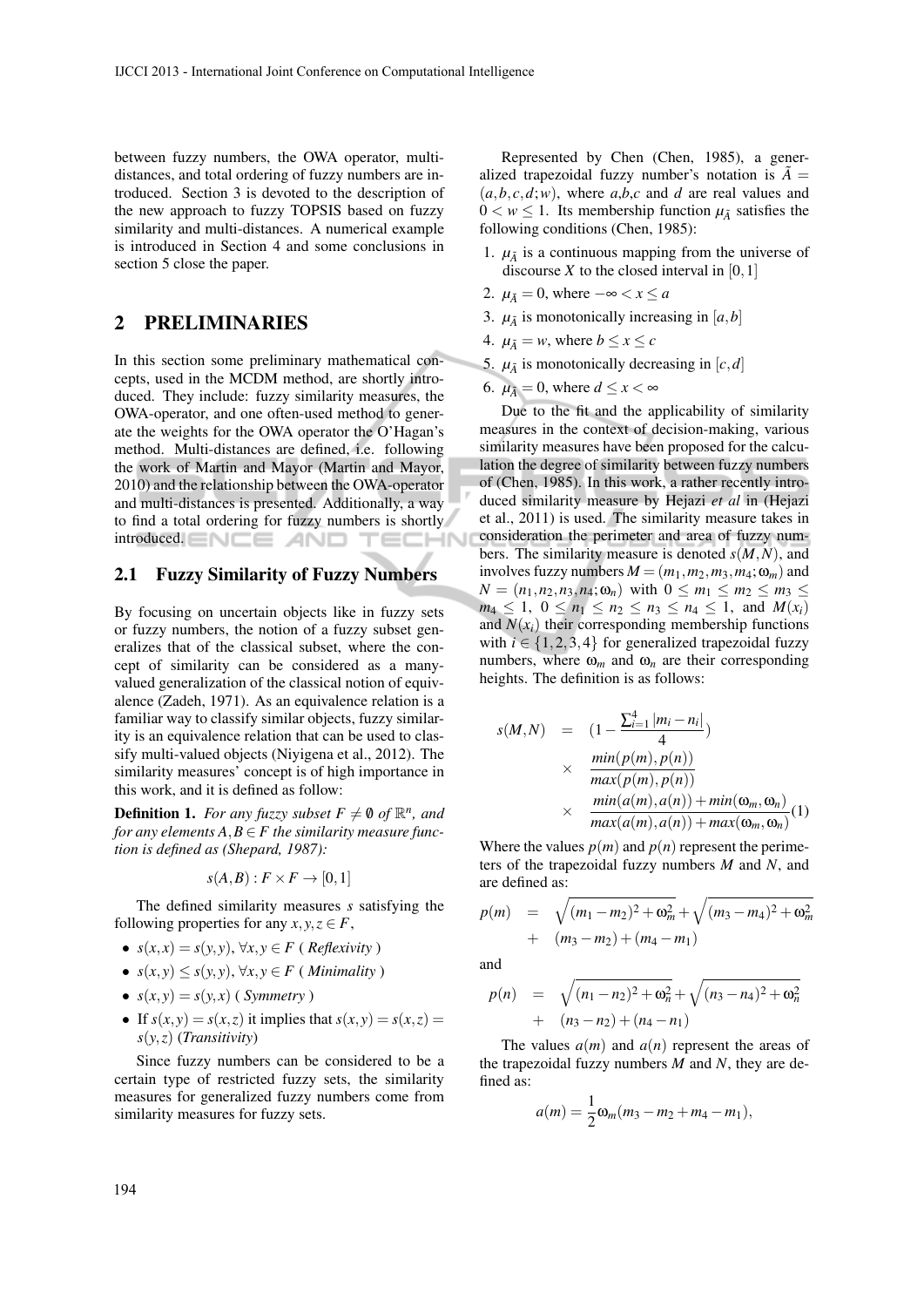between fuzzy numbers, the OWA operator, multi-distances, and total ordering of fuzzy numbers are introduced. Section 3 is devoted to the description of the new approach to fuzzy TOPSIS based on fuzzy similarity and multi-distances. A numerical example is introduced in Section 4 and some conclusions in section 5 close the paper.

## 2 PRELIMINARIES

In this section some preliminary mathematical concepts, used in the MCDM method, are shortly introduced. They include: fuzzy similarity measures, the OWA-operator, and one often-used method to generate the weights for the OWA operator the O'Hagan's method. Multi-distances are defined, i.e. following the work of Martin and Mayor (Martin and Mayor, 2010) and the relationship between the OWA-operator and multi-distances is presented. Additionally, a way to find a total ordering for fuzzy numbers is shortly introduced.

### 2.1 Fuzzy Similarity of Fuzzy Numbers

By focusing on uncertain objects like in fuzzy sets or fuzzy numbers, the notion of a fuzzy subset generalizes that of the classical subset, where the concept of similarity can be considered as a many-valued generalization of the classical notion of equivalence (Zadeh, 1971). As an equivalence relation is a familiar way to classify similar objects, fuzzy similarity is an equivalence relation that can be used to classify multi-valued objects (Niyigena et al., 2012). The similarity measures' concept is of high importance in this work, and it is defined as follow:

**Definition 1.** *For any fuzzy subset $F \neq \emptyset$ of $\mathbb{R}^n$, and for any elements $A, B \in F$ the similarity measure function is defined as (Shepard, 1987):*

$$s(A,B) : F \times F \to [0,1]$$

The defined similarity measures $s$ satisfying the following properties for any $x,y,z \in F$,

- $s(x,x) = s(y,y)$, $\forall x,y \in F$ ( *Reflexivity* )
- $s(x,y) \leq s(y,y)$, $\forall x,y \in F$ ( *Minimality* )
- $s(x,y) = s(y,x)$ ( *Symmetry* )
- If $s(x,y) = s(x,z)$ it implies that $s(x,y) = s(x,z) = s(y,z)$ (*Transitivity*)

Since fuzzy numbers can be considered to be a certain type of restricted fuzzy sets, the similarity measures for generalized fuzzy numbers come from similarity measures for fuzzy sets.

Represented by Chen (Chen, 1985), a generalized trapezoidal fuzzy number's notation is $\tilde{A} = (a,b,c,d;w)$, where $a$,$b$,$c$ and $d$ are real values and $0 < w \leq 1$. Its membership function $\mu_{\tilde{A}}$ satisfies the following conditions (Chen, 1985):

1. $\mu_{\tilde{A}}$ is a continuous mapping from the universe of discourse $X$ to the closed interval in $[0,1]$
2. $\mu_{\tilde{A}} = 0$, where $-\infty < x \leq a$
3. $\mu_{\tilde{A}}$ is monotonically increasing in $[a,b]$
4. $\mu_{\tilde{A}} = w$, where $b \leq x \leq c$
5. $\mu_{\tilde{A}}$ is monotonically decreasing in $[c,d]$
6. $\mu_{\tilde{A}} = 0$, where $d \leq x < \infty$

Due to the fit and the applicability of similarity measures in the context of decision-making, various similarity measures have been proposed for the calculation the degree of similarity between fuzzy numbers of (Chen, 1985). In this work, a rather recently introduced similarity measure by Hejazi *et al* in (Hejazi et al., 2011) is used. The similarity measure takes in consideration the perimeter and area of fuzzy numbers. The similarity measure is denoted $s(M,N)$, and involves fuzzy numbers $M = (m_1, m_2, m_3, m_4; \omega_m)$ and $N = (n_1, n_2, n_3, n_4; \omega_n)$ with $0 \leq m_1 \leq m_2 \leq m_3 \leq m_4 \leq 1$, $0 \leq n_1 \leq n_2 \leq n_3 \leq n_4 \leq 1$, and $M(x_i)$ and $N(x_i)$ their corresponding membership functions with $i \in \{1,2,3,4\}$ for generalized trapezoidal fuzzy numbers, where $\omega_m$ and $\omega_n$ are their corresponding heights. The definition is as follows:

$$\begin{aligned} s(M,N) &= \left(1 - \frac{\sum_{i=1}^{4} |m_i - n_i|}{4}\right) \\ &\times \frac{min(p(m), p(n))}{max(p(m), p(n))} \\ &\times \frac{min(a(m), a(n)) + min(\omega_m, \omega_n)}{max(a(m), a(n)) + max(\omega_m, \omega_n)} \quad (1) \end{aligned}$$

Where the values $p(m)$ and $p(n)$ represent the perimeters of the trapezoidal fuzzy numbers $M$ and $N$, and are defined as:

$$\begin{aligned} p(m) &= \sqrt{(m_1 - m_2)^2 + \omega_m^2} + \sqrt{(m_3 - m_4)^2 + \omega_m^2} \\ &+ \quad (m_3 - m_2) + (m_4 - m_1) \end{aligned}$$

and

$$\begin{aligned} p(n) &= \sqrt{(n_1 - n_2)^2 + \omega_n^2} + \sqrt{(n_3 - n_4)^2 + \omega_n^2} \\ &+ \quad (n_3 - n_2) + (n_4 - n_1) \end{aligned}$$

The values $a(m)$ and $a(n)$ represent the areas of the trapezoidal fuzzy numbers $M$ and $N$, they are defined as:

$$a(m) = \frac{1}{2}\omega_m(m_3 - m_2 + m_4 - m_1),$$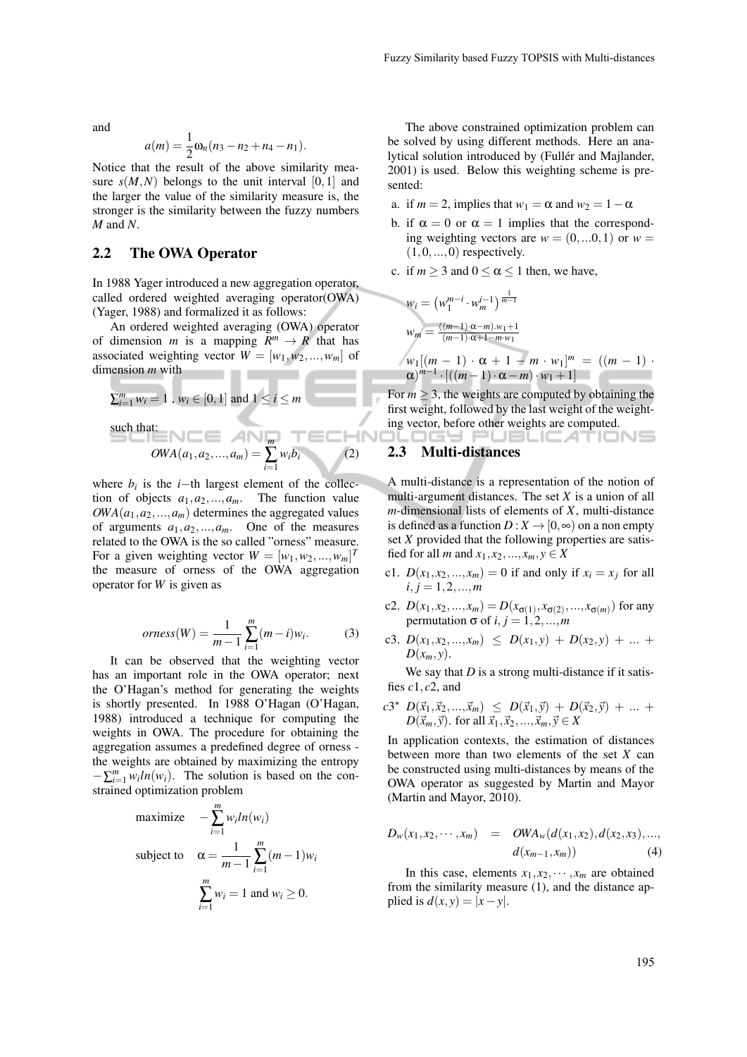and

$$a(m) = \frac{1}{2}\omega_n(n_3 - n_2 + n_4 - n_1).$$

Notice that the result of the above similarity measure $s(M,N)$ belongs to the unit interval $[0,1]$ and the larger the value of the similarity measure is, the stronger is the similarity between the fuzzy numbers $M$ and $N$.

## 2.2 The OWA Operator

In 1988 Yager introduced a new aggregation operator, called ordered weighted averaging operator(OWA) (Yager, 1988) and formalized it as follows:

An ordered weighted averaging (OWA) operator of dimension $m$ is a mapping $R^m \to R$ that has associated weighting vector $W = [w_1, w_2, ..., w_m]$ of dimension $m$ with

$\sum_{i=1}^{m} w_i = 1$ , $w_i \in [0,1]$ and $1 \leq i \leq m$

such that:

$$OWA(a_1, a_2, ..., a_m) = \sum_{i=1}^{m} w_i b_i \qquad (2)$$

where $b_i$ is the $i-$th largest element of the collection of objects $a_1, a_2, ..., a_m$. The function value $OWA(a_1, a_2, ..., a_m)$ determines the aggregated values of arguments $a_1, a_2, ..., a_m$. One of the measures related to the OWA is the so called "orness" measure. For a given weighting vector $W = [w_1, w_2, ..., w_m]^T$ the measure of orness of the OWA aggregation operator for $W$ is given as

$$orness(W) = \frac{1}{m-1}\sum_{i=1}^{m}(m-i)w_i. \qquad (3)$$

It can be observed that the weighting vector has an important role in the OWA operator; next the O'Hagan's method for generating the weights is shortly presented. In 1988 O'Hagan (O'Hagan, 1988) introduced a technique for computing the weights in OWA. The procedure for obtaining the aggregation assumes a predefined degree of orness - the weights are obtained by maximizing the entropy $-\sum_{i=1}^{m} w_i ln(w_i)$. The solution is based on the constrained optimization problem

$$\text{maximize} \quad -\sum_{i=1}^{m} w_i ln(w_i)$$

$$\text{subject to} \quad \alpha = \frac{1}{m-1}\sum_{i=1}^{m}(m-1)w_i$$

$$\sum_{i=1}^{m} w_i = 1 \text{ and } w_i \geq 0.$$

The above constrained optimization problem can be solved by using different methods. Here an analytical solution introduced by (Fullér and Majlander, 2001) is used. Below this weighting scheme is presented:

a. if $m = 2$, implies that $w_1 = \alpha$ and $w_2 = 1 - \alpha$

b. if $\alpha = 0$ or $\alpha = 1$ implies that the corresponding weighting vectors are $w = (0, ...0, 1)$ or $w = (1, 0, ..., 0)$ respectively.

c. if $m \geq 3$ and $0 \leq \alpha \leq 1$ then, we have,

$$w_i = \left(w_1^{m-i} \cdot w_m^{i-1}\right)^{\frac{1}{m-1}}$$

$$w_m = \frac{((m-1)\cdot\alpha - m).w_1 + 1}{(m-1)\cdot\alpha + 1 - m\cdot w_1}$$

$$w_1[(m-1)\cdot\alpha + 1 - m\cdot w_1]^m = ((m-1)\cdot\alpha)^{m-1}\cdot[((m-1)\cdot\alpha - m)\cdot w_1 + 1]$$

For $m \geq 3$, the weights are computed by obtaining the first weight, followed by the last weight of the weighting vector, before other weights are computed.

## 2.3 Multi-distances

A multi-distance is a representation of the notion of multi-argument distances. The set $X$ is a union of all $m$-dimensional lists of elements of $X$, multi-distance is defined as a function $D : X \to [0, \infty)$ on a non empty set $X$ provided that the following properties are satisfied for all $m$ and $x_1, x_2, ..., x_m, y \in X$

c1. $D(x_1, x_2, ..., x_m) = 0$ if and only if $x_i = x_j$ for all $i, j = 1, 2, ..., m$

c2. $D(x_1, x_2, ..., x_m) = D(x_{\sigma(1)}, x_{\sigma(2)}, ..., x_{\sigma(m)})$ for any permutation $\sigma$ of $i, j = 1, 2, ..., m$

c3. $D(x_1, x_2, ..., x_m) \leq D(x_1, y) + D(x_2, y) + ... + D(x_m, y)$.

We say that $D$ is a strong multi-distance if it satisfies $c1, c2$, and

$c3^{\star}$ $D(\vec{x}_1, \vec{x}_2, ..., \vec{x}_m) \leq D(\vec{x}_1, \vec{y}) + D(\vec{x}_2, \vec{y}) + ... + D(\vec{x}_m, \vec{y})$. for all $\vec{x}_1, \vec{x}_2, ..., \vec{x}_m, \vec{y} \in X$

In application contexts, the estimation of distances between more than two elements of the set $X$ can be constructed using multi-distances by means of the OWA operator as suggested by Martin and Mayor (Martin and Mayor, 2010).

$$D_w(x_1, x_2, \cdots, x_m) = OWA_w(d(x_1, x_2), d(x_2, x_3), ..., d(x_{m-1}, x_m)) \qquad (4)$$

In this case, elements $x_1, x_2, \cdots, x_m$ are obtained from the similarity measure (1), and the distance applied is $d(x, y) = |x - y|$.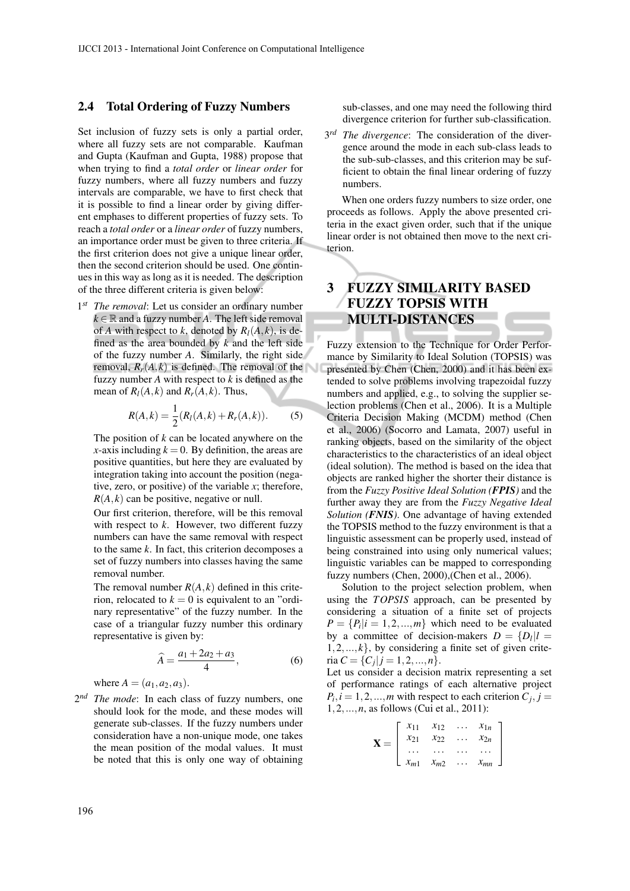### 2.4 Total Ordering of Fuzzy Numbers

Set inclusion of fuzzy sets is only a partial order, where all fuzzy sets are not comparable. Kaufman and Gupta (Kaufman and Gupta, 1988) propose that when trying to find a *total order* or *linear order* for fuzzy numbers, where all fuzzy numbers and fuzzy intervals are comparable, we have to first check that it is possible to find a linear order by giving different emphases to different properties of fuzzy sets. To reach a *total order* or a *linear order* of fuzzy numbers, an importance order must be given to three criteria. If the first criterion does not give a unique linear order, then the second criterion should be used. One continues in this way as long as it is needed. The description of the three different criteria is given below:

1st *The removal*: Let us consider an ordinary number $k \in \mathbb{R}$ and a fuzzy number $A$. The left side removal of $A$ with respect to $k$, denoted by $R_l(A,k)$, is defined as the area bounded by $k$ and the left side of the fuzzy number $A$. Similarly, the right side removal, $R_r(A,k)$ is defined. The removal of the fuzzy number $A$ with respect to $k$ is defined as the mean of $R_l(A,k)$ and $R_r(A,k)$. Thus,

$$R(A,k) = \frac{1}{2}(R_l(A,k) + R_r(A,k)). \quad (5)$$

The position of $k$ can be located anywhere on the $x$-axis including $k = 0$. By definition, the areas are positive quantities, but here they are evaluated by integration taking into account the position (negative, zero, or positive) of the variable $x$; therefore, $R(A,k)$ can be positive, negative or null.

Our first criterion, therefore, will be this removal with respect to $k$. However, two different fuzzy numbers can have the same removal with respect to the same $k$. In fact, this criterion decomposes a set of fuzzy numbers into classes having the same removal number.

The removal number $R(A,k)$ defined in this criterion, relocated to $k = 0$ is equivalent to an "ordinary representative" of the fuzzy number. In the case of a triangular fuzzy number this ordinary representative is given by:

$$\widehat{A} = \frac{a_1 + 2a_2 + a_3}{4}, \quad (6)$$

where $A = (a_1, a_2, a_3)$.

2nd *The mode*: In each class of fuzzy numbers, one should look for the mode, and these modes will generate sub-classes. If the fuzzy numbers under consideration have a non-unique mode, one takes the mean position of the modal values. It must be noted that this is only one way of obtaining sub-classes, and one may need the following third divergence criterion for further sub-classification.

3rd *The divergence*: The consideration of the divergence around the mode in each sub-class leads to the sub-sub-classes, and this criterion may be sufficient to obtain the final linear ordering of fuzzy numbers.

When one orders fuzzy numbers to size order, one proceeds as follows. Apply the above presented criteria in the exact given order, such that if the unique linear order is not obtained then move to the next criterion.

## 3 FUZZY SIMILARITY BASED FUZZY TOPSIS WITH MULTI-DISTANCES

Fuzzy extension to the Technique for Order Performance by Similarity to Ideal Solution (TOPSIS) was presented by Chen (Chen, 2000) and it has been extended to solve problems involving trapezoidal fuzzy numbers and applied, e.g., to solving the supplier selection problems (Chen et al., 2006). It is a Multiple Criteria Decision Making (MCDM) method (Chen et al., 2006) (Socorro and Lamata, 2007) useful in ranking objects, based on the similarity of the object characteristics to the characteristics of an ideal object (ideal solution). The method is based on the idea that objects are ranked higher the shorter their distance is from the *Fuzzy Positive Ideal Solution (**FPIS**)* and the further away they are from the *Fuzzy Negative Ideal Solution (**FNIS**)*. One advantage of having extended the TOPSIS method to the fuzzy environment is that a linguistic assessment can be properly used, instead of being constrained into using only numerical values; linguistic variables can be mapped to corresponding fuzzy numbers (Chen, 2000),(Chen et al., 2006).

Solution to the project selection problem, when using the $TOPSIS$ approach, can be presented by considering a situation of a finite set of projects $P = \{P_i | i = 1,2,...,m\}$ which need to be evaluated by a committee of decision-makers $D = \{D_l | l = 1,2,...,k\}$, by considering a finite set of given criteria $C = \{C_j | j = 1,2,...,n\}$.

Let us consider a decision matrix representing a set of performance ratings of each alternative project $P_i, i = 1,2,...,m$ with respect to each criterion $C_j, j = 1,2,...,n$, as follows (Cui et al., 2011):

$$\mathbf{X} = \begin{bmatrix} x_{11} & x_{12} & \dots & x_{1n} \\ x_{21} & x_{22} & \dots & x_{2n} \\ \dots & \dots & \dots & \dots \\ x_{m1} & x_{m2} & \dots & x_{mn} \end{bmatrix}$$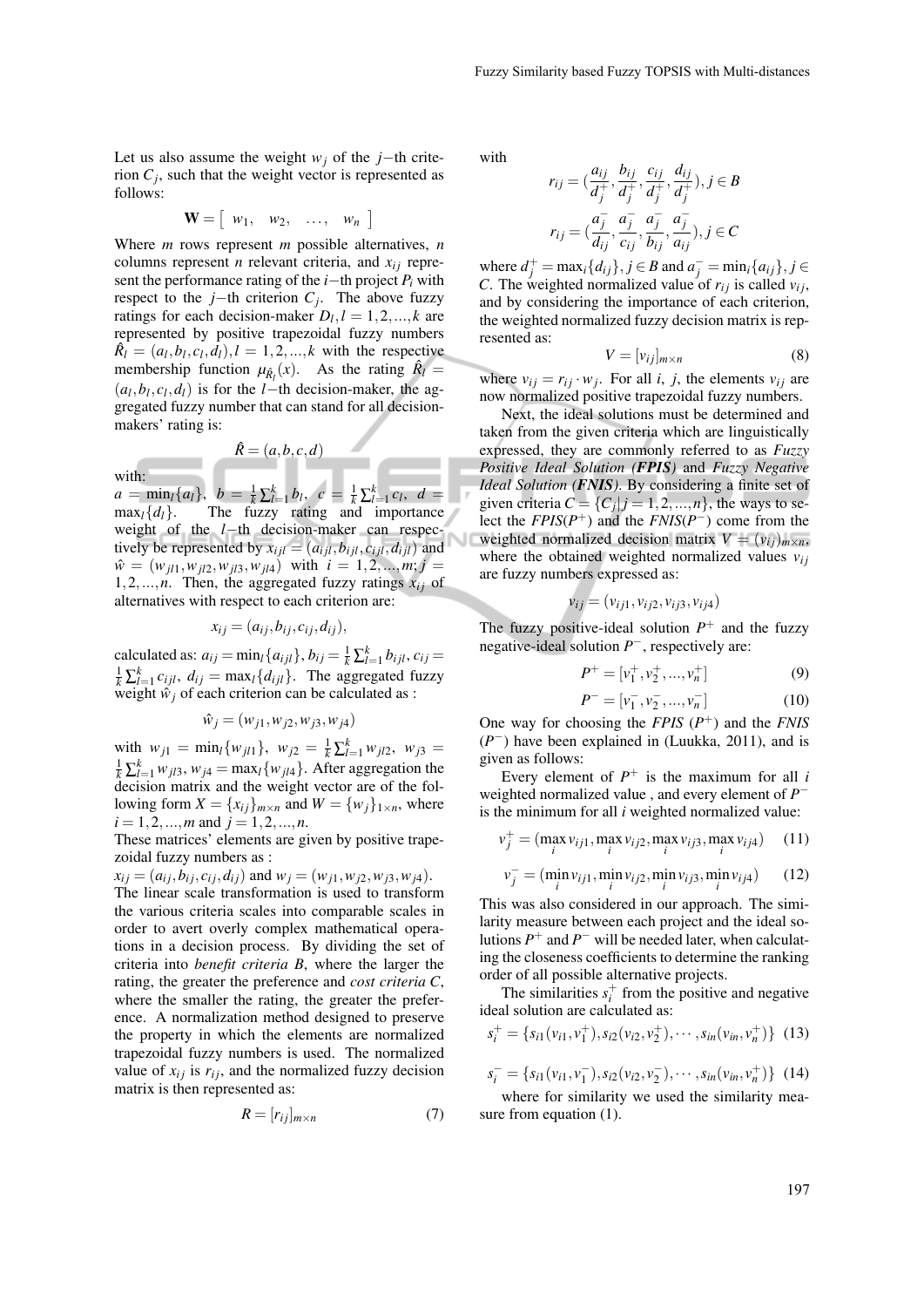Let us also assume the weight $w_j$ of the $j-$th criterion $C_j$, such that the weight vector is represented as follows:

$$\mathbf{W} = \left[\begin{array}{cccc} w_1, & w_2, & \ldots, & w_n \end{array}\right]$$

Where $m$ rows represent $m$ possible alternatives, $n$ columns represent $n$ relevant criteria, and $x_{ij}$ represent the performance rating of the $i-$th project $P_i$ with respect to the $j-$th criterion $C_j$. The above fuzzy ratings for each decision-maker $D_l, l = 1,2,...,k$ are represented by positive trapezoidal fuzzy numbers $\hat{R}_l = (a_l, b_l, c_l, d_l), l = 1,2,...,k$ with the respective membership function $\mu_{\hat{R}_l}(x)$. As the rating $\hat{R}_l = (a_l, b_l, c_l, d_l)$ is for the $l-$th decision-maker, the aggregated fuzzy number that can stand for all decision-makers' rating is:

$$\hat{R} = (a, b, c, d)$$

with:
$a = \min_l\{a_l\}$, $b = \frac{1}{k}\sum_{l=1}^{k} b_l$, $c = \frac{1}{k}\sum_{l=1}^{k} c_l$, $d = \max_l\{d_l\}$. The fuzzy rating and importance weight of the $l-$th decision-maker can respectively be represented by $x_{ijl} = (a_{ijl}, b_{ijl}, c_{ijl}, d_{ijl})$ and $\hat{w} = (w_{jl1}, w_{jl2}, w_{jl3}, w_{jl4})$ with $i = 1,2,...,m; j = 1,2,...,n$. Then, the aggregated fuzzy ratings $x_{ij}$ of alternatives with respect to each criterion are:

$$x_{ij} = (a_{ij}, b_{ij}, c_{ij}, d_{ij}),$$

calculated as: $a_{ij} = \min_l\{a_{ijl}\}, b_{ij} = \frac{1}{k}\sum_{l=1}^{k} b_{ijl}, c_{ij} = \frac{1}{k}\sum_{l=1}^{k} c_{ijl},\ d_{ij} = \max_l\{d_{ijl}\}$. The aggregated fuzzy weight $\hat{w}_j$ of each criterion can be calculated as :

$$\hat{w}_j = (w_{j1}, w_{j2}, w_{j3}, w_{j4})$$

with $w_{j1} = \min_l\{w_{jl1}\}$, $w_{j2} = \frac{1}{k}\sum_{l=1}^{k} w_{jl2}$, $w_{j3} = \frac{1}{k}\sum_{l=1}^{k} w_{jl3}$, $w_{j4} = \max_l\{w_{jl4}\}$. After aggregation the decision matrix and the weight vector are of the following form $X = \{x_{ij}\}_{m\times n}$ and $W = \{w_j\}_{1\times n}$, where $i = 1,2,...,m$ and $j = 1,2,...,n$.

These matrices' elements are given by positive trapezoidal fuzzy numbers as :

$x_{ij} = (a_{ij}, b_{ij}, c_{ij}, d_{ij})$ and $w_j = (w_{j1}, w_{j2}, w_{j3}, w_{j4})$.

The linear scale transformation is used to transform the various criteria scales into comparable scales in order to avert overly complex mathematical operations in a decision process. By dividing the set of criteria into *benefit criteria B*, where the larger the rating, the greater the preference and *cost criteria C*, where the smaller the rating, the greater the preference. A normalization method designed to preserve the property in which the elements are normalized trapezoidal fuzzy numbers is used. The normalized value of $x_{ij}$ is $r_{ij}$, and the normalized fuzzy decision matrix is then represented as:

$$R = [r_{ij}]_{m\times n} \tag{7}$$

with

$$r_{ij} = (\frac{a_{ij}}{d_j^+}, \frac{b_{ij}}{d_j^+}, \frac{c_{ij}}{d_j^+}, \frac{d_{ij}}{d_j^+}), j \in B$$

$$r_{ij} = (\frac{a_j^-}{d_{ij}}, \frac{a_j^-}{c_{ij}}, \frac{a_j^-}{b_{ij}}, \frac{a_j^-}{a_{ij}}), j \in C$$

where $d_j^+ = \max_i\{d_{ij}\}, j \in B$ and $a_j^- = \min_i\{a_{ij}\}, j \in C$. The weighted normalized value of $r_{ij}$ is called $v_{ij}$, and by considering the importance of each criterion, the weighted normalized fuzzy decision matrix is represented as:

$$V = [v_{ij}]_{m\times n} \tag{8}$$

where $v_{ij} = r_{ij} \cdot w_j$. For all $i$, $j$, the elements $v_{ij}$ are now normalized positive trapezoidal fuzzy numbers.

Next, the ideal solutions must be determined and taken from the given criteria which are linguistically expressed, they are commonly referred to as *Fuzzy Positive Ideal Solution (**FPIS**)* and *Fuzzy Negative Ideal Solution (**FNIS**)*. By considering a finite set of given criteria $C = \{C_j | j = 1,2,...,n\}$, the ways to select the *FPIS*($P^+$) and the *FNIS*($P^-$) come from the weighted normalized decision matrix $V = (v_{ij})_{m\times n}$, where the obtained weighted normalized values $v_{ij}$ are fuzzy numbers expressed as:

$$v_{ij} = (v_{ij1}, v_{ij2}, v_{ij3}, v_{ij4})$$

The fuzzy positive-ideal solution $P^+$ and the fuzzy negative-ideal solution $P^-$, respectively are:

$$P^+ = [v_1^+, v_2^+, ..., v_n^+] \tag{9}$$

$$P^- = [v_1^-, v_2^-, ..., v_n^-] \tag{10}$$

One way for choosing the *FPIS* ($P^+$) and the *FNIS* ($P^-$) have been explained in (Luukka, 2011), and is given as follows:

Every element of $P^+$ is the maximum for all $i$ weighted normalized value , and every element of $P^-$ is the minimum for all $i$ weighted normalized value:

$$v_j^+ = (\max_i v_{ij1}, \max_i v_{ij2}, \max_i v_{ij3}, \max_i v_{ij4}) \tag{11}$$

$$v_j^- = (\min_i v_{ij1}, \min_i v_{ij2}, \min_i v_{ij3}, \min_i v_{ij4}) \tag{12}$$

This was also considered in our approach. The similarity measure between each project and the ideal solutions $P^+$ and $P^-$ will be needed later, when calculating the closeness coefficients to determine the ranking order of all possible alternative projects.

The similarities $s_i^+$ from the positive and negative ideal solution are calculated as:

$$s_i^+ = \{s_{i1}(v_{i1}, v_1^+), s_{i2}(v_{i2}, v_2^+), \cdots, s_{in}(v_{in}, v_n^+)\} \tag{13}$$

$$s_i^- = \{s_{i1}(v_{i1}, v_1^-), s_{i2}(v_{i2}, v_2^-), \cdots, s_{in}(v_{in}, v_n^+)\} \tag{14}$$

where for similarity we used the similarity measure from equation (1).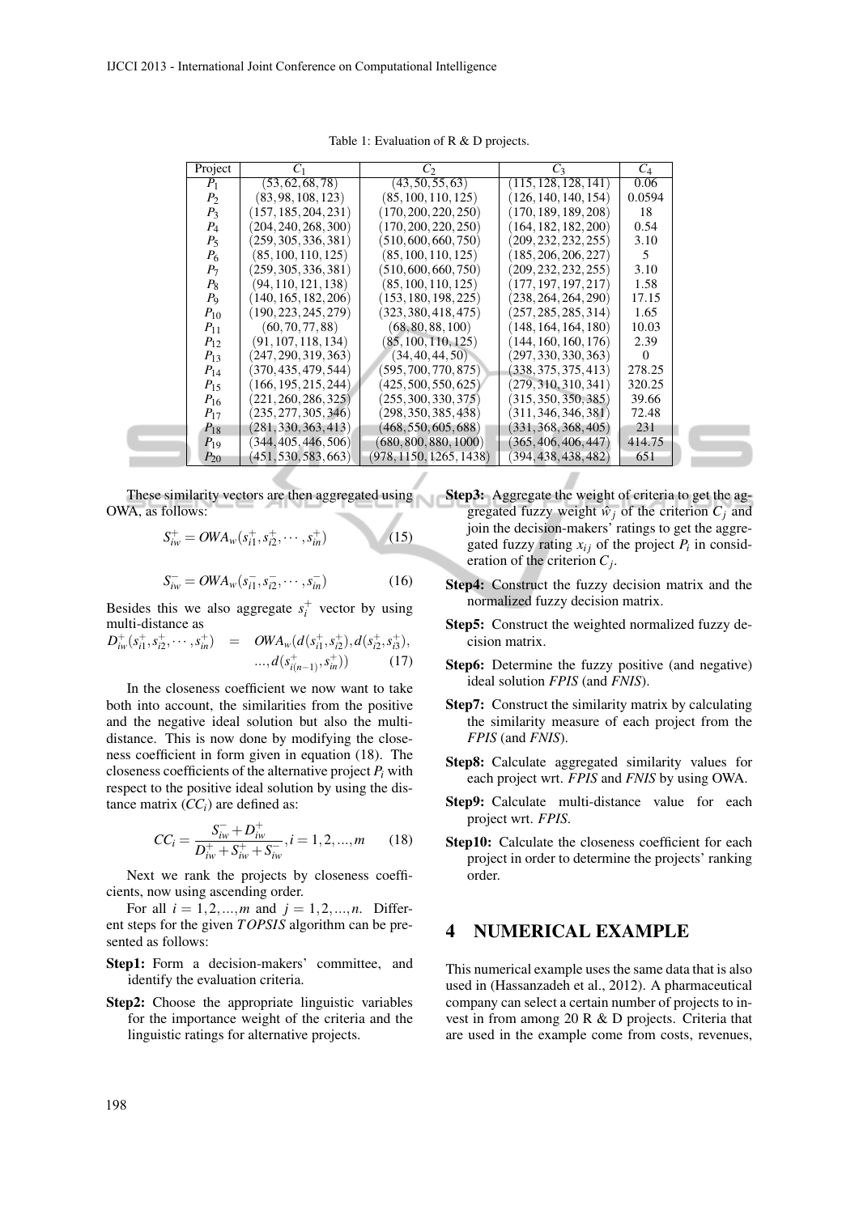Table 1: Evaluation of R & D projects.

| Project | $C_1$ | $C_2$ | $C_3$ | $C_4$ |
|---|---|---|---|---|
| $P_1$ | $(53,62,68,78)$ | $(43,50,55,63)$ | $(115,128,128,141)$ | 0.06 |
| $P_2$ | $(83,98,108,123)$ | $(85,100,110,125)$ | $(126,140,140,154)$ | 0.0594 |
| $P_3$ | $(157,185,204,231)$ | $(170,200,220,250)$ | $(170,189,189,208)$ | 18 |
| $P_4$ | $(204,240,268,300)$ | $(170,200,220,250)$ | $(164,182,182,200)$ | 0.54 |
| $P_5$ | $(259,305,336,381)$ | $(510,600,660,750)$ | $(209,232,232,255)$ | 3.10 |
| $P_6$ | $(85,100,110,125)$ | $(85,100,110,125)$ | $(185,206,206,227)$ | 5 |
| $P_7$ | $(259,305,336,381)$ | $(510,600,660,750)$ | $(209,232,232,255)$ | 3.10 |
| $P_8$ | $(94,110,121,138)$ | $(85,100,110,125)$ | $(177,197,197,217)$ | 1.58 |
| $P_9$ | $(140,165,182,206)$ | $(153,180,198,225)$ | $(238,264,264,290)$ | 17.15 |
| $P_{10}$ | $(190,223,245,279)$ | $(323,380,418,475)$ | $(257,285,285,314)$ | 1.65 |
| $P_{11}$ | $(60,70,77,88)$ | $(68,80,88,100)$ | $(148,164,164,180)$ | 10.03 |
| $P_{12}$ | $(91,107,118,134)$ | $(85,100,110,125)$ | $(144,160,160,176)$ | 2.39 |
| $P_{13}$ | $(247,290,319,363)$ | $(34,40,44,50)$ | $(297,330,330,363)$ | 0 |
| $P_{14}$ | $(370,435,479,544)$ | $(595,700,770,875)$ | $(338,375,375,413)$ | 278.25 |
| $P_{15}$ | $(166,195,215,244)$ | $(425,500,550,625)$ | $(279,310,310,341)$ | 320.25 |
| $P_{16}$ | $(221,260,286,325)$ | $(255,300,330,375)$ | $(315,350,350,385)$ | 39.66 |
| $P_{17}$ | $(235,277,305,346)$ | $(298,350,385,438)$ | $(311,346,346,381)$ | 72.48 |
| $P_{18}$ | $(281,330,363,413)$ | $(468,550,605,688)$ | $(331,368,368,405)$ | 231 |
| $P_{19}$ | $(344,405,446,506)$ | $(680,800,880,1000)$ | $(365,406,406,447)$ | 414.75 |
| $P_{20}$ | $(451,530,583,663)$ | $(978,1150,1265,1438)$ | $(394,438,438,482)$ | 651 |

These similarity vectors are then aggregated using OWA, as follows:

$$S_{iw}^{+} = OWA_w(s_{i1}^{+}, s_{i2}^{+}, \cdots, s_{in}^{+}) \tag{15}$$

$$S_{iw}^{-} = OWA_w(s_{i1}^{-}, s_{i2}^{-}, \cdots, s_{in}^{-}) \tag{16}$$

Besides this we also aggregate $s_i^{+}$ vector by using multi-distance as

$$D_{iw}^{+}(s_{i1}^{+}, s_{i2}^{+}, \cdots, s_{in}^{+}) = OWA_w(d(s_{i1}^{+}, s_{i2}^{+}), d(s_{i2}^{+}, s_{i3}^{+}), ..., d(s_{i(n-1)}^{+}, s_{in}^{+})) \tag{17}$$

In the closeness coefficient we now want to take both into account, the similarities from the positive and the negative ideal solution but also the multi-distance. This is now done by modifying the closeness coefficient in form given in equation (18). The closeness coefficients of the alternative project $P_i$ with respect to the positive ideal solution by using the distance matrix ($CC_i$) are defined as:

$$CC_i = \frac{S_{iw}^{-} + D_{iw}^{+}}{D_{iw}^{+} + S_{iw}^{+} + S_{iw}^{-}}, i = 1, 2, ..., m \tag{18}$$

Next we rank the projects by closeness coefficients, now using ascending order.

For all $i = 1, 2, ..., m$ and $j = 1, 2, ..., n$. Different steps for the given $TOPSIS$ algorithm can be presented as follows:

**Step1:** Form a decision-makers' committee, and identify the evaluation criteria.

**Step2:** Choose the appropriate linguistic variables for the importance weight of the criteria and the linguistic ratings for alternative projects.

**Step3:** Aggregate the weight of criteria to get the aggregated fuzzy weight $\hat{w}_j$ of the criterion $C_j$ and join the decision-makers' ratings to get the aggregated fuzzy rating $x_{ij}$ of the project $P_i$ in consideration of the criterion $C_j$.

**Step4:** Construct the fuzzy decision matrix and the normalized fuzzy decision matrix.

**Step5:** Construct the weighted normalized fuzzy decision matrix.

**Step6:** Determine the fuzzy positive (and negative) ideal solution *FPIS* (and *FNIS*).

**Step7:** Construct the similarity matrix by calculating the similarity measure of each project from the *FPIS* (and *FNIS*).

**Step8:** Calculate aggregated similarity values for each project wrt. *FPIS* and *FNIS* by using OWA.

**Step9:** Calculate multi-distance value for each project wrt. *FPIS*.

**Step10:** Calculate the closeness coefficient for each project in order to determine the projects' ranking order.

# 4 NUMERICAL EXAMPLE

This numerical example uses the same data that is also used in (Hassanzadeh et al., 2012). A pharmaceutical company can select a certain number of projects to invest in from among 20 R & D projects. Criteria that are used in the example come from costs, revenues,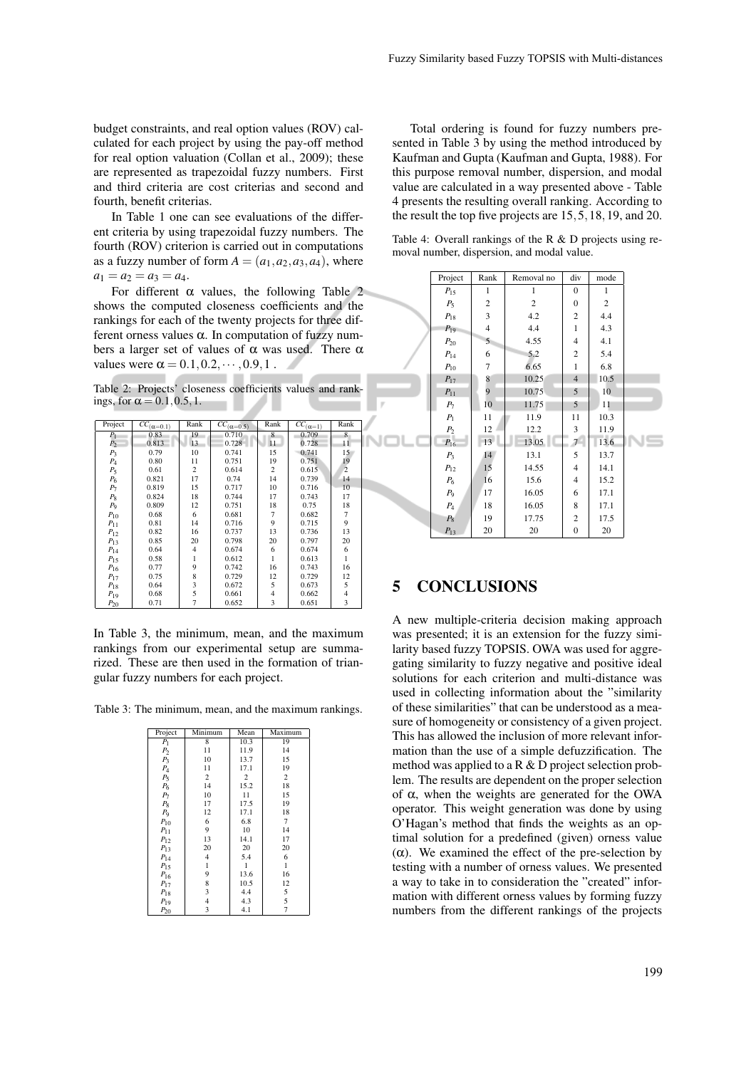budget constraints, and real option values (ROV) calculated for each project by using the pay-off method for real option valuation (Collan et al., 2009); these are represented as trapezoidal fuzzy numbers. First and third criteria are cost criterias and second and fourth, benefit criterias.

In Table 1 one can see evaluations of the different criteria by using trapezoidal fuzzy numbers. The fourth (ROV) criterion is carried out in computations as a fuzzy number of form $A = (a_1, a_2, a_3, a_4)$, where $a_1 = a_2 = a_3 = a_4$.

For different $\alpha$ values, the following Table 2 shows the computed closeness coefficients and the rankings for each of the twenty projects for three different orness values $\alpha$. In computation of fuzzy numbers a larger set of values of $\alpha$ was used. There $\alpha$ values were $\alpha = 0.1, 0.2, \cdots, 0.9, 1$ .

Table 2: Projects' closeness coefficients values and rankings, for $\alpha = 0.1, 0.5, 1$.

| Project | $CC_{(\alpha=0.1)}$ | Rank | $CC_{(\alpha=0.5)}$ | Rank | $CC_{(\alpha=1)}$ | Rank |
|---|---|---|---|---|---|---|
| $P_1$ | 0.83 | 19 | 0.710 | 8 | 0.709 | 8 |
| $P_2$ | 0.813 | 13 | 0.728 | 11 | 0.728 | 11 |
| $P_3$ | 0.79 | 10 | 0.741 | 15 | 0.741 | 15 |
| $P_4$ | 0.80 | 11 | 0.751 | 19 | 0.751 | 19 |
| $P_5$ | 0.61 | 2 | 0.614 | 2 | 0.615 | 2 |
| $P_6$ | 0.821 | 17 | 0.74 | 14 | 0.739 | 14 |
| $P_7$ | 0.819 | 15 | 0.717 | 10 | 0.716 | 10 |
| $P_8$ | 0.824 | 18 | 0.744 | 17 | 0.743 | 17 |
| $P_9$ | 0.809 | 12 | 0.751 | 18 | 0.75 | 18 |
| $P_{10}$ | 0.68 | 6 | 0.681 | 7 | 0.682 | 7 |
| $P_{11}$ | 0.81 | 14 | 0.716 | 9 | 0.715 | 9 |
| $P_{12}$ | 0.82 | 16 | 0.737 | 13 | 0.736 | 13 |
| $P_{13}$ | 0.85 | 20 | 0.798 | 20 | 0.797 | 20 |
| $P_{14}$ | 0.64 | 4 | 0.674 | 6 | 0.674 | 6 |
| $P_{15}$ | 0.58 | 1 | 0.612 | 1 | 0.613 | 1 |
| $P_{16}$ | 0.77 | 9 | 0.742 | 16 | 0.743 | 16 |
| $P_{17}$ | 0.75 | 8 | 0.729 | 12 | 0.729 | 12 |
| $P_{18}$ | 0.64 | 3 | 0.672 | 5 | 0.673 | 5 |
| $P_{19}$ | 0.68 | 5 | 0.661 | 4 | 0.662 | 4 |
| $P_{20}$ | 0.71 | 7 | 0.652 | 3 | 0.651 | 3 |

In Table 3, the minimum, mean, and the maximum rankings from our experimental setup are summarized. These are then used in the formation of triangular fuzzy numbers for each project.

Table 3: The minimum, mean, and the maximum rankings.

| Project | Minimum | Mean | Maximum |
|---|---|---|---|
| $P_1$ | 8 | 10.3 | 19 |
| $P_2$ | 11 | 11.9 | 14 |
| $P_3$ | 10 | 13.7 | 15 |
| $P_4$ | 11 | 17.1 | 19 |
| $P_5$ | 2 | 2 | 2 |
| $P_6$ | 14 | 15.2 | 18 |
| $P_7$ | 10 | 11 | 15 |
| $P_8$ | 17 | 17.5 | 19 |
| $P_9$ | 12 | 17.1 | 18 |
| $P_{10}$ | 6 | 6.8 | 7 |
| $P_{11}$ | 9 | 10 | 14 |
| $P_{12}$ | 13 | 14.1 | 17 |
| $P_{13}$ | 20 | 20 | 20 |
| $P_{14}$ | 4 | 5.4 | 6 |
| $P_{15}$ | 1 | 1 | 1 |
| $P_{16}$ | 9 | 13.6 | 16 |
| $P_{17}$ | 8 | 10.5 | 12 |
| $P_{18}$ | 3 | 4.4 | 5 |
| $P_{19}$ | 4 | 4.3 | 5 |
| $P_{20}$ | 3 | 4.1 | 7 |

Total ordering is found for fuzzy numbers presented in Table 3 by using the method introduced by Kaufman and Gupta (Kaufman and Gupta, 1988). For this purpose removal number, dispersion, and modal value are calculated in a way presented above - Table 4 presents the resulting overall ranking. According to the result the top five projects are $15, 5, 18, 19$, and $20$.

Table 4: Overall rankings of the R & D projects using removal number, dispersion, and modal value.

| Project | Rank | Removal no | div | mode |
|---|---|---|---|---|
| $P_{15}$ | 1 | 1 | 0 | 1 |
| $P_5$ | 2 | 2 | 0 | 2 |
| $P_{18}$ | 3 | 4.2 | 2 | 4.4 |
| $P_{19}$ | 4 | 4.4 | 1 | 4.3 |
| $P_{20}$ | 5 | 4.55 | 4 | 4.1 |
| $P_{14}$ | 6 | 5.2 | 2 | 5.4 |
| $P_{10}$ | 7 | 6.65 | 1 | 6.8 |
| $P_{17}$ | 8 | 10.25 | 4 | 10.5 |
| $P_{11}$ | 9 | 10.75 | 5 | 10 |
| $P_7$ | 10 | 11.75 | 5 | 11 |
| $P_1$ | 11 | 11.9 | 11 | 10.3 |
| $P_2$ | 12 | 12.2 | 3 | 11.9 |
| $P_{16}$ | 13 | 13.05 | 7 | 13.6 |
| $P_3$ | 14 | 13.1 | 5 | 13.7 |
| $P_{12}$ | 15 | 14.55 | 4 | 14.1 |
| $P_6$ | 16 | 15.6 | 4 | 15.2 |
| $P_9$ | 17 | 16.05 | 6 | 17.1 |
| $P_4$ | 18 | 16.05 | 8 | 17.1 |
| $P_8$ | 19 | 17.75 | 2 | 17.5 |
| $P_{13}$ | 20 | 20 | 0 | 20 |

## 5 CONCLUSIONS

A new multiple-criteria decision making approach was presented; it is an extension for the fuzzy similarity based fuzzy TOPSIS. OWA was used for aggregating similarity to fuzzy negative and positive ideal solutions for each criterion and multi-distance was used in collecting information about the "similarity of these similarities" that can be understood as a measure of homogeneity or consistency of a given project. This has allowed the inclusion of more relevant information than the use of a simple defuzzification. The method was applied to a R & D project selection problem. The results are dependent on the proper selection of $\alpha$, when the weights are generated for the OWA operator. This weight generation was done by using O'Hagan's method that finds the weights as an optimal solution for a predefined (given) orness value ($\alpha$). We examined the effect of the pre-selection by testing with a number of orness values. We presented a way to take in to consideration the "created" information with different orness values by forming fuzzy numbers from the different rankings of the projects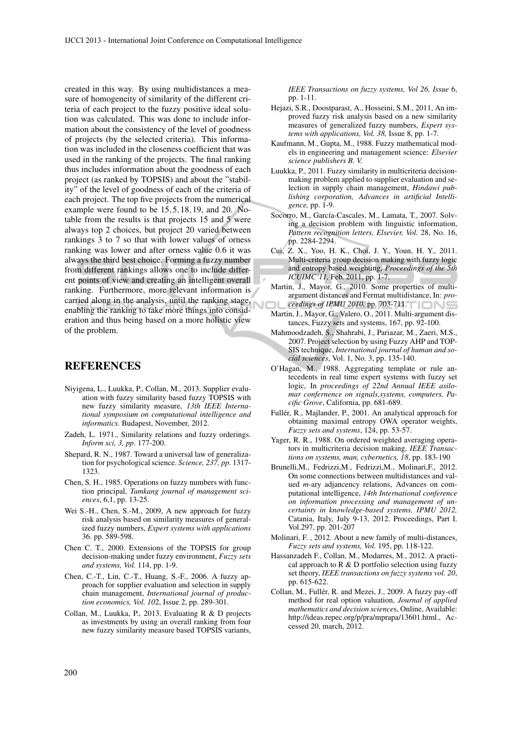created in this way. By using multidistances a measure of homogeneity of similarity of the different criteria of each project to the fuzzy positive ideal solution was calculated. This was done to include information about the consistency of the level of goodness of projects (by the selected criteria). This information was included in the closeness coefficient that was used in the ranking of the projects. The final ranking thus includes information about the goodness of each project (as ranked by TOPSIS) and about the "stability" of the level of goodness of each of the criteria of each project. The top five projects from the numerical example were found to be $15, 5, 18, 19$, and $20$. Notable from the results is that projects 15 and 5 were always top 2 choices, but project 20 varied between rankings 3 to 7 so that with lower values of orness ranking was lower and after orness value 0.6 it was always the third best choice. Forming a fuzzy number from different rankings allows one to include different points of view and creating an intelligent overall ranking. Furthermore, more relevant information is carried along in the analysis, until the ranking stage, enabling the ranking to take more things into consideration and thus being based on a more holistic view of the problem.

## REFERENCES

Niyigena, L., Luukka, P., Collan, M., 2013. Supplier evaluation with fuzzy similarity based fuzzy TOPSIS with new fuzzy similarity measure, *13th IEEE International symposium on computational intelligence and informatics.* Budapest, November, 2012.

Zadeh, L. 1971., Similarity relations and fuzzy orderings. *Inform sci, 3, pp.* 177-200.

Shepard, R. N., 1987. Toward a universal law of generalization for psychological science. *Science, 237, pp.* 1317-1323.

Chen, S. H., 1985. Operations on fuzzy numbers with function principal, *Tamkang journal of management sciences*, 6,1, pp. 13-25.

Wei S.-H., Chen, S.-M., 2009, A new approach for fuzzy risk analysis based on similarity measures of generalized fuzzy numbers, *Expert systems with applications* 36. pp. 589-598.

Chen C. T., 2000. Extensions of the TOPSIS for group decision-making under fuzzy environment, *Fuzzy sets and systems, Vol.* 114, pp. 1-9.

Chen, C.-T., Lin, C.-T., Huang, S.-F., 2006. A fuzzy approach for supplier evaluation and selection in supply chain management, *International journal of production economics, Vol. 10*2, Issue 2, pp. 289-301.

Collan, M., Luukka, P., 2013. Evaluating R & D projects as investments by using an overall ranking from four new fuzzy similarity measure based TOPSIS variants, *IEEE Transactions on fuzzy systems, Vol 26, Issue* 6, pp. 1-11.

Hejazi, S.R., Doostparast, A., Hosseini, S.M., 2011, An improved fuzzy risk analysis based on a new similarity measures of generalized fuzzy numbers, *Expert systems with applications, Vol. 38,* Issue 8, pp. 1-7.

Kaufmann, M., Gupta, M., 1988. Fuzzy mathematical models in engineering and management science: *Elsevier science publishers B. V.*

Luukka, P., 2011. Fuzzy similarity in multicriteria decision-making problem applied to supplier evaluation and selection in supply chain management, *Hindawi publishing corporation, Advances in artificial Intelligence,* pp. 1-9.

Socorro, M., García-Cascales, M., Lamata, T., 2007. Solving a decision problem with linguistic information, *Pattern recognition letters, Elsevier, Vol.* 28, No. 16, pp. 2284-2294.

Cui, Z. X., Yoo, H. K., Choi, J. Y., Youn, H. Y., 2011. Multi-criteria group decision making with fuzzy logic and entropy based weighting, *Proceedings of the 5th ICUIMC'11,* Feb. 2011, pp. 1-7.

Martin, J., Mayor, G., 2010. Some properties of multi-argument distances and Fermat multidistance, In: *proceedings of IPMU 2010,* pp. 703-711.

Martin, J., Mayor, G., Valero, O., 2011. Multi-argument distances, Fuzzy sets and systems, 167, pp. 92-100.

Mahmoodzadeh, S., Shahrabi, J., Pariazar, M., Zaeri, M.S., 2007. Project selection by using Fuzzy AHP and TOPSIS technique, *International journal of human and social sciences*, Vol. 1, No. 3, pp. 135-140.

O'Hagan, M., 1988. Aggregating template or rule antecedents in real time expert systems with fuzzy set logic, In *proceedings of 22nd Annual IEEE asilomar confernence on signals,systems, computers, Pacific Grove*, California, pp. 681-689.

Fullér, R., Majlander, P., 2001. An analytical approach for obtaining maximal entropy OWA operator weights, *Fuzzy sets and systems*, 124, pp. 53-57.

Yager, R. R., 1988. On ordered weighted averaging operators in multicriteria decision making, *IEEE Transactions on systems, man, cybernetics, 18*, pp. 183-190

Brunelli,M., Fedrizzi,M., Fedrizzi,M., Molinari,F., 2012. On some connections between multidistances and valued *m*-ary adjancency relations, Advances on computational intelligence, *14th International conference on information processing and management of uncertainty in knowledge-based systems, IPMU 2012,* Catania, Italy, July 9-13, 2012. Proceedings, Part I. Vol.297, pp. 201-207

Molinari, F. , 2012. About a new family of multi-distances, *Fuzzy sets and systems, Vol.* 195, pp. 118-122.

Hassanzadeh F., Collan, M., Modarres, M., 2012. A practical approach to R & D portfolio selection using fuzzy set theory, *IEEE transactions on fuzzy systems vol. 20*, pp. 615-622.

Collan, M., Fullér, R. and Mezei, J., 2009. A fuzzy pay-off method for real option valuation, *Journal of applied mathematics and decision science*s, Online, Available: http://ideas.repec.org/p/pra/mprapa/13601.html., Accessed 20, march, 2012.